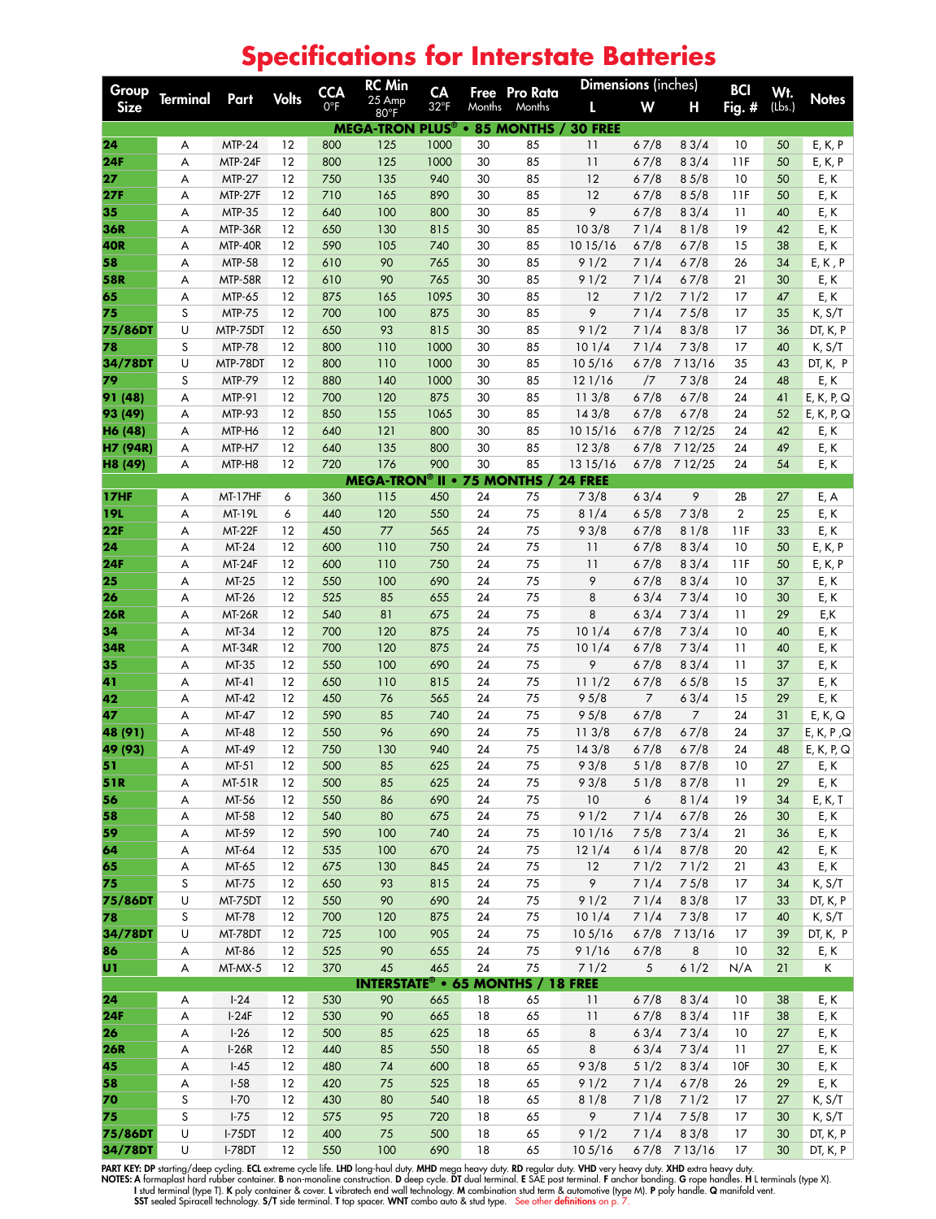# Specifications for Interstate Batteries

| Group Size | Terminal | Part | Volts | CCA 0°F | RC Min 25 Amp 80°F | CA 32°F | Free Months | Pro Rata Months | Dimensions (inches) L | W | H | BCI Fig. # | Wt. (Lbs.) | Notes |
|---|---|---|---|---|---|---|---|---|---|---|---|---|---|---|
| **MEGA-TRON PLUS® • 85 MONTHS / 30 FREE** | | | | | | | | | | | | | | |
| **24** | A | MTP-24 | 12 | 800 | 125 | 1000 | 30 | 85 | 11 | 6 7/8 | 8 3/4 | 10 | 50 | E, K, P |
| **24F** | A | MTP-24F | 12 | 800 | 125 | 1000 | 30 | 85 | 11 | 6 7/8 | 8 3/4 | 11F | 50 | E, K, P |
| **27** | A | MTP-27 | 12 | 750 | 135 | 940 | 30 | 85 | 12 | 6 7/8 | 8 5/8 | 10 | 50 | E, K |
| **27F** | A | MTP-27F | 12 | 710 | 165 | 890 | 30 | 85 | 12 | 6 7/8 | 8 5/8 | 11F | 50 | E, K |
| **35** | A | MTP-35 | 12 | 640 | 100 | 800 | 30 | 85 | 9 | 6 7/8 | 8 3/4 | 11 | 40 | E, K |
| **36R** | A | MTP-36R | 12 | 650 | 130 | 815 | 30 | 85 | 10 3/8 | 7 1/4 | 8 1/8 | 19 | 42 | E, K |
| **40R** | A | MTP-40R | 12 | 590 | 105 | 740 | 30 | 85 | 10 15/16 | 6 7/8 | 6 7/8 | 15 | 38 | E, K |
| **58** | A | MTP-58 | 12 | 610 | 90 | 765 | 30 | 85 | 9 1/2 | 7 1/4 | 6 7/8 | 26 | 34 | E, K , P |
| **58R** | A | MTP-58R | 12 | 610 | 90 | 765 | 30 | 85 | 9 1/2 | 7 1/4 | 6 7/8 | 21 | 30 | E, K |
| **65** | A | MTP-65 | 12 | 875 | 165 | 1095 | 30 | 85 | 12 | 7 1/2 | 7 1/2 | 17 | 47 | E, K |
| **75** | S | MTP-75 | 12 | 700 | 100 | 875 | 30 | 85 | 9 | 7 1/4 | 7 5/8 | 17 | 35 | K, S/T |
| **75/86DT** | U | MTP-75DT | 12 | 650 | 93 | 815 | 30 | 85 | 9 1/2 | 7 1/4 | 8 3/8 | 17 | 36 | DT, K, P |
| **78** | S | MTP-78 | 12 | 800 | 110 | 1000 | 30 | 85 | 10 1/4 | 7 1/4 | 7 3/8 | 17 | 40 | K, S/T |
| **34/78DT** | U | MTP-78DT | 12 | 800 | 110 | 1000 | 30 | 85 | 10 5/16 | 6 7/8 | 7 13/16 | 35 | 43 | DT, K, P |
| **79** | S | MTP-79 | 12 | 880 | 140 | 1000 | 30 | 85 | 12 1/16 | /7 | 7 3/8 | 24 | 48 | E, K |
| **91 (48)** | A | MTP-91 | 12 | 700 | 120 | 875 | 30 | 85 | 11 3/8 | 6 7/8 | 6 7/8 | 24 | 41 | E, K, P, Q |
| **93 (49)** | A | MTP-93 | 12 | 850 | 155 | 1065 | 30 | 85 | 14 3/8 | 6 7/8 | 6 7/8 | 24 | 52 | E, K, P, Q |
| **H6 (48)** | A | MTP-H6 | 12 | 640 | 121 | 800 | 30 | 85 | 10 15/16 | 6 7/8 | 7 12/25 | 24 | 42 | E, K |
| **H7 (94R)** | A | MTP-H7 | 12 | 640 | 135 | 800 | 30 | 85 | 12 3/8 | 6 7/8 | 7 12/25 | 24 | 49 | E, K |
| **H8 (49)** | A | MTP-H8 | 12 | 720 | 176 | 900 | 30 | 85 | 13 15/16 | 6 7/8 | 7 12/25 | 24 | 54 | E, K |
| **MEGA-TRON® II • 75 MONTHS / 24 FREE** | | | | | | | | | | | | | | |
| **17HF** | A | MT-17HF | 6 | 360 | 115 | 450 | 24 | 75 | 7 3/8 | 6 3/4 | 9 | 2B | 27 | E, A |
| **19L** | A | MT-19L | 6 | 440 | 120 | 550 | 24 | 75 | 8 1/4 | 6 5/8 | 7 3/8 | 2 | 25 | E, K |
| **22F** | A | MT-22F | 12 | 450 | 77 | 565 | 24 | 75 | 9 3/8 | 6 7/8 | 8 1/8 | 11F | 33 | E, K |
| **24** | A | MT-24 | 12 | 600 | 110 | 750 | 24 | 75 | 11 | 6 7/8 | 8 3/4 | 10 | 50 | E, K, P |
| **24F** | A | MT-24F | 12 | 600 | 110 | 750 | 24 | 75 | 11 | 6 7/8 | 8 3/4 | 11F | 50 | E, K, P |
| **25** | A | MT-25 | 12 | 550 | 100 | 690 | 24 | 75 | 9 | 6 7/8 | 8 3/4 | 10 | 37 | E, K |
| **26** | A | MT-26 | 12 | 525 | 85 | 655 | 24 | 75 | 8 | 6 3/4 | 7 3/4 | 10 | 30 | E, K |
| **26R** | A | MT-26R | 12 | 540 | 81 | 675 | 24 | 75 | 8 | 6 3/4 | 7 3/4 | 11 | 29 | E,K |
| **34** | A | MT-34 | 12 | 700 | 120 | 875 | 24 | 75 | 10 1/4 | 6 7/8 | 7 3/4 | 10 | 40 | E, K |
| **34R** | A | MT-34R | 12 | 700 | 120 | 875 | 24 | 75 | 10 1/4 | 6 7/8 | 7 3/4 | 11 | 40 | E, K |
| **35** | A | MT-35 | 12 | 550 | 100 | 690 | 24 | 75 | 9 | 6 7/8 | 8 3/4 | 11 | 37 | E, K |
| **41** | A | MT-41 | 12 | 650 | 110 | 815 | 24 | 75 | 11 1/2 | 6 7/8 | 6 5/8 | 15 | 37 | E, K |
| **42** | A | MT-42 | 12 | 450 | 76 | 565 | 24 | 75 | 9 5/8 | 7 | 6 3/4 | 15 | 29 | E, K |
| **47** | A | MT-47 | 12 | 590 | 85 | 740 | 24 | 75 | 9 5/8 | 6 7/8 | 7 | 24 | 31 | E, K, Q |
| **48 (91)** | A | MT-48 | 12 | 550 | 96 | 690 | 24 | 75 | 11 3/8 | 6 7/8 | 6 7/8 | 24 | 37 | E, K, P ,Q |
| **49 (93)** | A | MT-49 | 12 | 750 | 130 | 940 | 24 | 75 | 14 3/8 | 6 7/8 | 6 7/8 | 24 | 48 | E, K, P, Q |
| **51** | A | MT-51 | 12 | 500 | 85 | 625 | 24 | 75 | 9 3/8 | 5 1/8 | 8 7/8 | 10 | 27 | E, K |
| **51R** | A | MT-51R | 12 | 500 | 85 | 625 | 24 | 75 | 9 3/8 | 5 1/8 | 8 7/8 | 11 | 29 | E, K |
| **56** | A | MT-56 | 12 | 550 | 86 | 690 | 24 | 75 | 10 | 6 | 8 1/4 | 19 | 34 | E, K, T |
| **58** | A | MT-58 | 12 | 540 | 80 | 675 | 24 | 75 | 9 1/2 | 7 1/4 | 6 7/8 | 26 | 30 | E, K |
| **59** | A | MT-59 | 12 | 590 | 100 | 740 | 24 | 75 | 10 1/16 | 7 5/8 | 7 3/4 | 21 | 36 | E, K |
| **64** | A | MT-64 | 12 | 535 | 100 | 670 | 24 | 75 | 12 1/4 | 6 1/4 | 8 7/8 | 20 | 42 | E, K |
| **65** | A | MT-65 | 12 | 675 | 130 | 845 | 24 | 75 | 12 | 7 1/2 | 7 1/2 | 21 | 43 | E, K |
| **75** | S | MT-75 | 12 | 650 | 93 | 815 | 24 | 75 | 9 | 7 1/4 | 7 5/8 | 17 | 34 | K, S/T |
| **75/86DT** | U | MT-75DT | 12 | 550 | 90 | 690 | 24 | 75 | 9 1/2 | 7 1/4 | 8 3/8 | 17 | 33 | DT, K, P |
| **78** | S | MT-78 | 12 | 700 | 120 | 875 | 24 | 75 | 10 1/4 | 7 1/4 | 7 3/8 | 17 | 40 | K, S/T |
| **34/78DT** | U | MT-78DT | 12 | 725 | 100 | 905 | 24 | 75 | 10 5/16 | 6 7/8 | 7 13/16 | 17 | 39 | DT, K, P |
| **86** | A | MT-86 | 12 | 525 | 90 | 655 | 24 | 75 | 9 1/16 | 6 7/8 | 8 | 10 | 32 | E, K |
| **U1** | A | MT-MX-5 | 12 | 370 | 45 | 465 | 24 | 75 | 7 1/2 | 5 | 6 1/2 | N/A | 21 | K |
| **INTERSTATE® • 65 MONTHS / 18 FREE** | | | | | | | | | | | | | | |
| **24** | A | I-24 | 12 | 530 | 90 | 665 | 18 | 65 | 11 | 6 7/8 | 8 3/4 | 10 | 38 | E, K |
| **24F** | A | I-24F | 12 | 530 | 90 | 665 | 18 | 65 | 11 | 6 7/8 | 8 3/4 | 11F | 38 | E, K |
| **26** | A | I-26 | 12 | 500 | 85 | 625 | 18 | 65 | 8 | 6 3/4 | 7 3/4 | 10 | 27 | E, K |
| **26R** | A | I-26R | 12 | 440 | 85 | 550 | 18 | 65 | 8 | 6 3/4 | 7 3/4 | 11 | 27 | E, K |
| **45** | A | I-45 | 12 | 480 | 74 | 600 | 18 | 65 | 9 3/8 | 5 1/2 | 8 3/4 | 10F | 30 | E, K |
| **58** | A | I-58 | 12 | 420 | 75 | 525 | 18 | 65 | 9 1/2 | 7 1/4 | 6 7/8 | 26 | 29 | E, K |
| **70** | S | I-70 | 12 | 430 | 80 | 540 | 18 | 65 | 8 1/8 | 7 1/8 | 7 1/2 | 17 | 27 | K, S/T |
| **75** | S | I-75 | 12 | 575 | 95 | 720 | 18 | 65 | 9 | 7 1/4 | 7 5/8 | 17 | 30 | K, S/T |
| **75/86DT** | U | I-75DT | 12 | 400 | 75 | 500 | 18 | 65 | 9 1/2 | 7 1/4 | 8 3/8 | 17 | 30 | DT, K, P |
| **34/78DT** | U | I-78DT | 12 | 550 | 100 | 690 | 18 | 65 | 10 5/16 | 6 7/8 | 7 13/16 | 17 | 30 | DT, K, P |

**PART KEY: DP** starting/deep cycling. **ECL** extreme cycle life. **LHD** long-haul duty. **MHD** mega heavy duty. **RD** regular duty. **VHD** very heavy duty. **XHD** extra heavy duty.

**NOTES: A** formaplast hard rubber container. **B** non-monoline construction. **D** deep cycle. **DT** dual terminal. **E** SAE post terminal. **F** anchor bonding. **G** rope handles. **H** L terminals (type X). **I** stud terminal (type T). **K** poly container & cover. **L** vibratech end wall technology. **M** combination stud term & automotive (type M). **P** poly handle. **Q** manifold vent. **SST** sealed Spiracell technology. **S/T** side terminal. **T** top spacer. **WNT** combo auto & stud type. See other **definitions** on p. 7.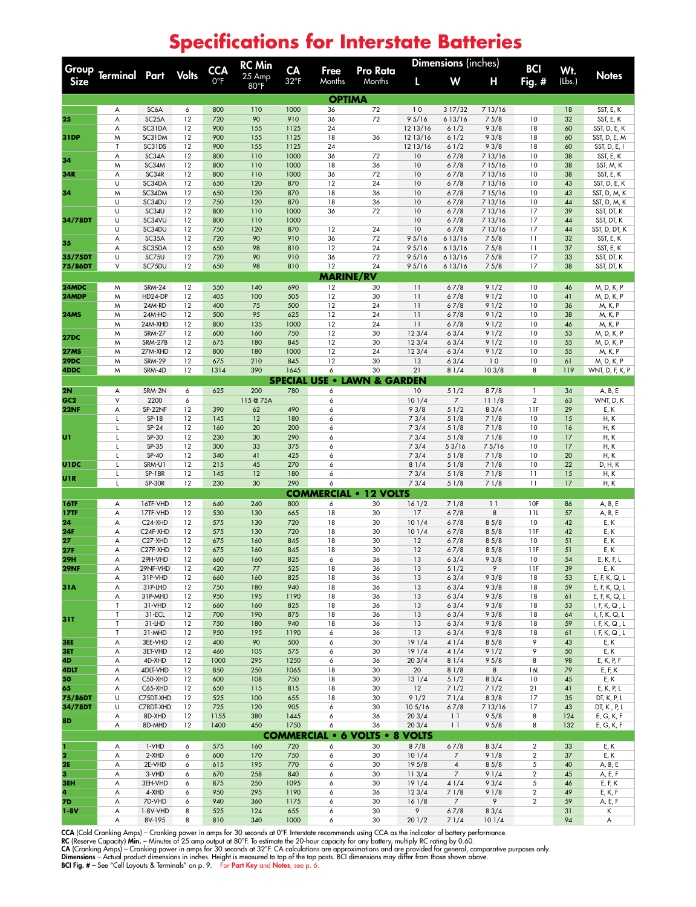# Specifications for Interstate Batteries

| Group Size | Terminal | Part | Volts | CCA 0°F | RC Min 25 Amp 80°F | CA 32°F | Free Months | Pro Rata Months | Dimensions (inches) L | W | H | BCI Fig. # | Wt. (Lbs.) | Notes |
|---|---|---|---|---|---|---|---|---|---|---|---|---|---|---|
| **OPTIMA** | | | | | | | | | | | | | | |
| | A | SC6A | 6 | 800 | 110 | 1000 | 36 | 72 | 10 | 3 17/32 | 7 13/16 | | 18 | SST, E, K |
| **25** | A | SC25A | 12 | 720 | 90 | 910 | 36 | 72 | 9 5/16 | 6 13/16 | 7 5/8 | 10 | 32 | SST, E, K |
| | A | SC31DA | 12 | 900 | 155 | 1125 | 24 | | 12 13/16 | 6 1/2 | 9 3/8 | 18 | 60 | SST, D, E, K |
| **31DP** | M | SC31DM | 12 | 900 | 155 | 1125 | 18 | 36 | 12 13/16 | 6 1/2 | 9 3/8 | 18 | 60 | SST, D, E, M |
| | T | SC31DS | 12 | 900 | 155 | 1125 | 24 | | 12 13/16 | 6 1/2 | 9 3/8 | 18 | 60 | SST, D, E, I |
| **34** | A | SC34A | 12 | 800 | 110 | 1000 | 36 | 72 | 10 | 6 7/8 | 7 13/16 | 10 | 38 | SST, E, K |
| | M | SC34M | 12 | 800 | 110 | 1000 | 18 | 36 | 10 | 6 7/8 | 7 15/16 | 10 | 38 | SST, M, K |
| **34R** | A | SC34R | 12 | 800 | 110 | 1000 | 36 | 72 | 10 | 6 7/8 | 7 13/16 | 10 | 38 | SST, E, K |
| | U | SC34DA | 12 | 650 | 120 | 870 | 12 | 24 | 10 | 6 7/8 | 7 13/16 | 10 | 43 | SST, D, E, K |
| **34** | M | SC34DM | 12 | 650 | 120 | 870 | 18 | 36 | 10 | 6 7/8 | 7 15/16 | 10 | 43 | SST, D, M, K |
| | U | SC34DU | 12 | 750 | 120 | 870 | 18 | 36 | 10 | 6 7/8 | 7 13/16 | 10 | 44 | SST, D, M, K |
| | U | SC34U | 12 | 800 | 110 | 1000 | 36 | 72 | 10 | 6 7/8 | 7 13/16 | 17 | 39 | SST, DT, K |
| **34/78DT** | U | SC34VU | 12 | 800 | 110 | 1000 | | | 10 | 6 7/8 | 7 13/16 | 17 | 44 | SST, DT, K |
| | U | SC34DU | 12 | 750 | 120 | 870 | 12 | 24 | 10 | 6 7/8 | 7 13/16 | 17 | 44 | SST, D, DT, K |
| **35** | A | SC35A | 12 | 720 | 90 | 910 | 36 | 72 | 9 5/16 | 6 13/16 | 7 5/8 | 11 | 32 | SST, E, K |
| | A | SC35DA | 12 | 650 | 98 | 810 | 12 | 24 | 9 5/16 | 6 13/16 | 7 5/8 | 11 | 37 | SST, E, K |
| **35/75DT** | U | SC75U | 12 | 720 | 90 | 910 | 36 | 72 | 9 5/16 | 6 13/16 | 7 5/8 | 17 | 33 | SST, DT, K |
| **75/86DT** | V | SC75DU | 12 | 650 | 98 | 810 | 12 | 24 | 9 5/16 | 6 13/16 | 7 5/8 | 17 | 38 | SST, DT, K |
| **MARINE/RV** | | | | | | | | | | | | | | |
| **24MDC** | M | SRM-24 | 12 | 550 | 140 | 690 | 12 | 30 | 11 | 6 7/8 | 9 1/2 | 10 | 46 | M, D, K, P |
| **24MDP** | M | HD24-DP | 12 | 405 | 100 | 505 | 12 | 30 | 11 | 6 7/8 | 9 1/2 | 10 | 41 | M, D, K, P |
| | M | 24M-RD | 12 | 400 | 75 | 500 | 12 | 24 | 11 | 6 7/8 | 9 1/2 | 10 | 36 | M, K, P |
| **24MS** | M | 24M-HD | 12 | 500 | 95 | 625 | 12 | 24 | 11 | 6 7/8 | 9 1/2 | 10 | 38 | M, K, P |
| | M | 24M-XHD | 12 | 800 | 135 | 1000 | 12 | 24 | 11 | 6 7/8 | 9 1/2 | 10 | 46 | M, K, P |
| **27DC** | M | SRM-27 | 12 | 600 | 160 | 750 | 12 | 30 | 12 3/4 | 6 3/4 | 9 1/2 | 10 | 53 | M, D, K, P |
| | M | SRM-27B | 12 | 675 | 180 | 845 | 12 | 30 | 12 3/4 | 6 3/4 | 9 1/2 | 10 | 55 | M, D, K, P |
| **27MS** | M | 27M-XHD | 12 | 800 | 180 | 1000 | 12 | 24 | 12 3/4 | 6 3/4 | 9 1/2 | 10 | 55 | M, K, P |
| **29DC** | M | SRM-29 | 12 | 675 | 210 | 845 | 12 | 30 | 13 | 6 3/4 | 10 | 10 | 61 | M, D, K, P |
| **4DDC** | M | SRM-4D | 12 | 1314 | 390 | 1645 | 6 | 30 | 21 | 8 1/4 | 10 3/8 | 8 | 119 | WNT, D, F, K, P |
| **SPECIAL USE • LAWN & GARDEN** | | | | | | | | | | | | | | |
| **2N** | A | SRM-2N | 6 | 625 | 200 | 780 | 6 | | 10 | 5 1/2 | 8 7/8 | 1 | 34 | A, B, E |
| **GC2** | V | 2200 | 6 | | 115 @ 75A | | 6 | | 10 1/4 | 7 | 11 1/8 | 2 | 63 | WNT, D, K |
| **22NF** | A | SP-22NF | 12 | 390 | 62 | 490 | 6 | | 9 3/8 | 5 1/2 | 8 3/4 | 11F | 29 | E, K |
| | L | SP-18 | 12 | 145 | 12 | 180 | 6 | | 7 3/4 | 5 1/8 | 7 1/8 | 10 | 15 | H, K |
| | L | SP-24 | 12 | 160 | 20 | 200 | 6 | | 7 3/4 | 5 1/8 | 7 1/8 | 10 | 16 | H, K |
| **U1** | L | SP-30 | 12 | 230 | 30 | 290 | 6 | | 7 3/4 | 5 1/8 | 7 1/8 | 10 | 17 | H, K |
| | L | SP-35 | 12 | 300 | 33 | 375 | 6 | | 7 3/4 | 5 3/16 | 7 5/16 | 10 | 17 | H, K |
| | L | SP-40 | 12 | 340 | 41 | 425 | 6 | | 7 3/4 | 5 1/8 | 7 1/8 | 10 | 20 | H, K |
| **U1DC** | L | SRM-U1 | 12 | 215 | 45 | 270 | 6 | | 8 1/4 | 5 1/8 | 7 1/8 | 10 | 22 | D, H, K |
| **U1R** | L | SP-18R | 12 | 145 | 12 | 180 | 6 | | 7 3/4 | 5 1/8 | 7 1/8 | 11 | 15 | H, K |
| | L | SP-30R | 12 | 230 | 30 | 290 | 6 | | 7 3/4 | 5 1/8 | 7 1/8 | 11 | 17 | H, K |
| **COMMERCIAL • 12 VOLTS** | | | | | | | | | | | | | | |
| **16TF** | A | 16TF-VHD | 12 | 640 | 240 | 800 | 6 | 30 | 16 1/2 | 7 1/8 | 11 | 10F | 86 | A, B, E |
| **17TF** | A | 17TF-VHD | 12 | 530 | 130 | 665 | 18 | 30 | 17 | 6 7/8 | 8 | 11L | 57 | A, B, E |
| **24** | A | C24-XHD | 12 | 575 | 130 | 720 | 18 | 30 | 10 1/4 | 6 7/8 | 8 5/8 | 10 | 42 | E, K |
| **24F** | A | C24F-XHD | 12 | 575 | 130 | 720 | 18 | 30 | 10 1/4 | 6 7/8 | 8 5/8 | 11F | 42 | E, K |
| **27** | A | C27-XHD | 12 | 675 | 160 | 845 | 18 | 30 | 12 | 6 7/8 | 8 5/8 | 10 | 51 | E, K |
| **27F** | A | C27F-XHD | 12 | 675 | 160 | 845 | 18 | 30 | 12 | 6 7/8 | 8 5/8 | 11F | 51 | E, K |
| **29H** | A | 29H-VHD | 12 | 660 | 160 | 825 | 6 | 36 | 13 | 6 3/4 | 9 3/8 | 10 | 54 | E, K, F, L |
| **29NF** | A | 29NF-VHD | 12 | 420 | 77 | 525 | 18 | 36 | 13 | 5 1/2 | 9 | 11F | 39 | E, K |
| | A | 31P-VHD | 12 | 660 | 160 | 825 | 18 | 36 | 13 | 6 3/4 | 9 3/8 | 18 | 53 | E, F, K, Q, L |
| **31A** | A | 31P-LHD | 12 | 750 | 180 | 940 | 18 | 36 | 13 | 6 3/4 | 9 3/8 | 18 | 59 | E, F, K, Q, L |
| | A | 31P-MHD | 12 | 950 | 195 | 1190 | 18 | 36 | 13 | 6 3/4 | 9 3/8 | 18 | 61 | E, F, K, Q, L |
| | T | 31-VHD | 12 | 660 | 160 | 825 | 18 | 36 | 13 | 6 3/4 | 9 3/8 | 18 | 53 | I, F, K, Q, L |
| **31T** | T | 31-ECL | 12 | 700 | 190 | 875 | 18 | 36 | 13 | 6 3/4 | 9 3/8 | 18 | 64 | I, F, K, Q, L |
| | T | 31-LHD | 12 | 750 | 180 | 940 | 18 | 36 | 13 | 6 3/4 | 9 3/8 | 18 | 59 | I, F, K, Q, L |
| | T | 31-MHD | 12 | 950 | 195 | 1190 | 6 | 36 | 13 | 6 3/4 | 9 3/8 | 18 | 61 | I, F, K, Q, L |
| **3EE** | A | 3EE-VHD | 12 | 400 | 90 | 500 | 6 | 30 | 19 1/4 | 4 1/4 | 8 5/8 | 9 | 43 | E, K |
| **3ET** | A | 3ET-VHD | 12 | 460 | 105 | 575 | 6 | 30 | 19 1/4 | 4 1/4 | 9 1/2 | 9 | 50 | E, K |
| **4D** | A | 4D-XHD | 12 | 1000 | 295 | 1250 | 6 | 36 | 20 3/4 | 8 1/4 | 9 5/8 | 8 | 98 | E, K, P, F |
| **4DLT** | A | 4DLT-VHD | 12 | 850 | 250 | 1065 | 18 | 30 | 20 | 8 1/8 | 8 | 16L | 79 | E, F, K |
| **50** | A | C50-XHD | 12 | 600 | 108 | 750 | 18 | 30 | 13 1/4 | 5 1/2 | 8 3/4 | 10 | 45 | E, K |
| **65** | A | C65-XHD | 12 | 650 | 115 | 815 | 18 | 30 | 12 | 7 1/2 | 7 1/2 | 21 | 41 | E, K, P, L |
| **75/86DT** | U | C75DT-XHD | 12 | 525 | 100 | 655 | 18 | 30 | 9 1/2 | 7 1/4 | 8 3/8 | 17 | 35 | DT, K, P, L |
| **34/78DT** | U | C78DT-XHD | 12 | 725 | 120 | 905 | 6 | 30 | 10 5/16 | 6 7/8 | 7 13/16 | 17 | 43 | DT, K, P, L |
| **8D** | A | 8D-XHD | 12 | 1155 | 380 | 1445 | 6 | 36 | 20 3/4 | 11 | 9 5/8 | 8 | 124 | E, G, K, F |
| | A | 8D-MHD | 12 | 1400 | 450 | 1750 | 6 | 36 | 20 3/4 | 11 | 9 5/8 | 8 | 132 | E, G, K, F |
| **COMMERCIAL • 6 VOLTS • 8 VOLTS** | | | | | | | | | | | | | | |
| **1** | A | 1-VHD | 6 | 575 | 160 | 720 | 6 | 30 | 8 7/8 | 6 7/8 | 8 3/4 | 2 | 33 | E, K |
| **2** | A | 2-XHD | 6 | 600 | 170 | 750 | 6 | 30 | 10 1/4 | 7 | 9 1/8 | 2 | 37 | E, K |
| **2E** | A | 2E-VHD | 6 | 615 | 195 | 770 | 6 | 30 | 19 5/8 | 4 | 8 5/8 | 5 | 40 | A, B, E |
| **3** | A | 3-VHD | 6 | 670 | 258 | 840 | 6 | 30 | 11 3/4 | 7 | 9 1/4 | 2 | 45 | A, E, F |
| **3EH** | A | 3EH-VHD | 6 | 875 | 250 | 1095 | 6 | 30 | 19 1/4 | 4 1/4 | 9 3/4 | 5 | 46 | E, F, K |
| **4** | A | 4-XHD | 6 | 950 | 295 | 1190 | 6 | 36 | 12 3/4 | 7 1/8 | 9 1/8 | 2 | 49 | E, K, F |
| **7D** | A | 7D-VHD | 6 | 940 | 360 | 1175 | 6 | 30 | 16 1/8 | 7 | 9 | 2 | 59 | A, E, F |
| **1-8V** | A | 1-8V-VHD | 8 | 525 | 124 | 655 | 6 | 30 | 9 | 6 7/8 | 8 3/4 | | 31 | K |
| | A | 8V-195 | 8 | 810 | 340 | 1000 | 6 | 30 | 20 1/2 | 7 1/4 | 10 1/4 | | 94 | A |

**CCA** (Cold Cranking Amps) – Cranking power in amps for 30 seconds at 0°F. Interstate recommends using CCA as the indicator of battery performance.
**RC** (Reserve Capacity) **Min.** – Minutes of 25 amp output at 80°F. To estimate the 20-hour capacity for any battery, multiply RC rating by 0.60.
**CA** (Cranking Amps) – Cranking power in amps for 30 seconds at 32°F. CA calculations are approximations and are provided for general, comparative purposes only.
**Dimensions** – Actual product dimensions in inches. Height is measured to top of the top posts. BCI dimensions may differ from those shown above.
**BCI Fig. #** – See "Cell Layouts & Terminals" on p. 9. For **Part Key** and **Notes**, see p. 6.